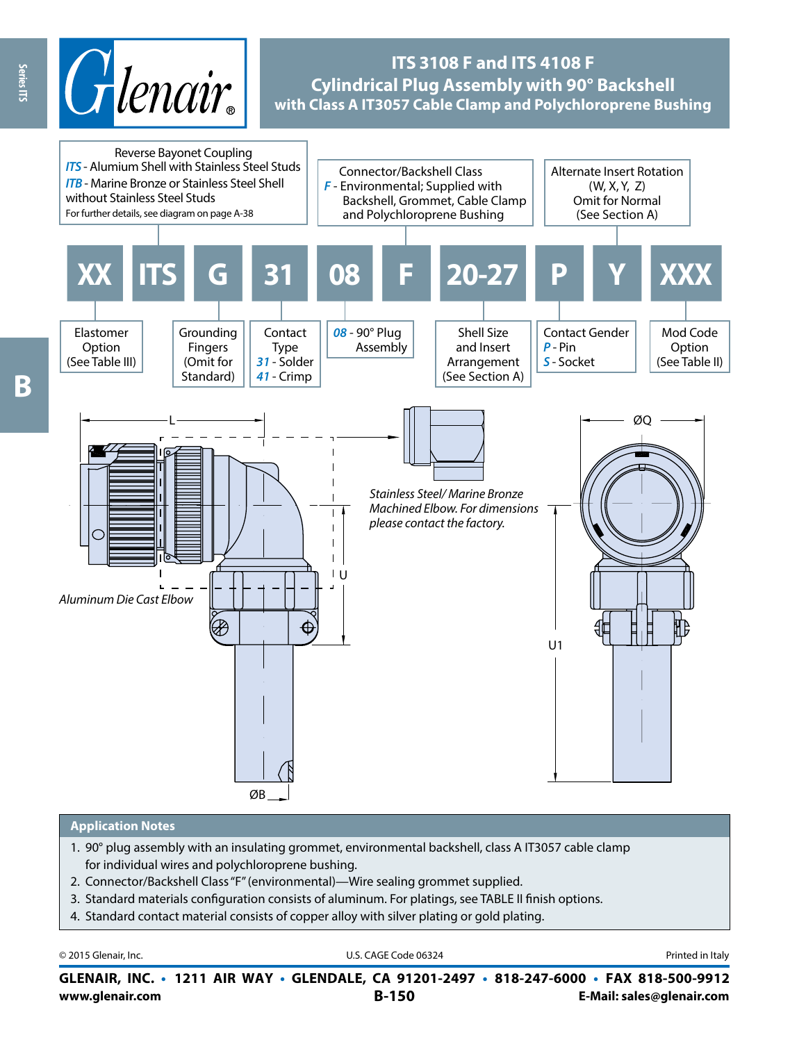# ITS 3108 F and ITS 4108 F
## Cylindrical Plug Assembly with 90° Backshell
### with Class A IT3057 Cable Clamp and Polychloroprene Bushing

| XX | ITS | G | 31 | 08 | F | 20-27 | P | Y | XXX |
|---|---|---|---|---|---|---|---|---|---|

**Reverse Bayonet Coupling**
*ITS* - Alumium Shell with Stainless Steel Studs
*ITB* - Marine Bronze or Stainless Steel Shell without Stainless Steel Studs
For further details, see diagram on page A-38

**Connector/Backshell Class**
*F* - Environmental; Supplied with Backshell, Grommet, Cable Clamp and Polychloroprene Bushing

**Alternate Insert Rotation**
(W, X, Y, Z)
Omit for Normal
(See Section A)

**Elastomer Option**
(See Table III)

**Grounding Fingers**
(Omit for Standard)

**Contact Type**
*31* - Solder
*41* - Crimp

*08* - 90° Plug Assembly

**Shell Size and Insert Arrangement**
(See Section A)

**Contact Gender**
*P* - Pin
*S* - Socket

**Mod Code Option**
(See Table II)

L, U, ØB, ØQ, U1

*Aluminum Die Cast Elbow*

*Stainless Steel/ Marine Bronze Machined Elbow. For dimensions please contact the factory.*

## Application Notes

1. 90° plug assembly with an insulating grommet, environmental backshell, class A IT3057 cable clamp for individual wires and polychloroprene bushing.
2. Connector/Backshell Class "F" (environmental)—Wire sealing grommet supplied.
3. Standard materials configuration consists of aluminum. For platings, see TABLE II finish options.
4. Standard contact material consists of copper alloy with silver plating or gold plating.

© 2015 Glenair, Inc. U.S. CAGE Code 06324 Printed in Italy

**GLENAIR, INC. • 1211 AIR WAY • GLENDALE, CA 91201-2497 • 818-247-6000 • FAX 818-500-9912**
**www.glenair.com** **E-Mail: sales@glenair.com**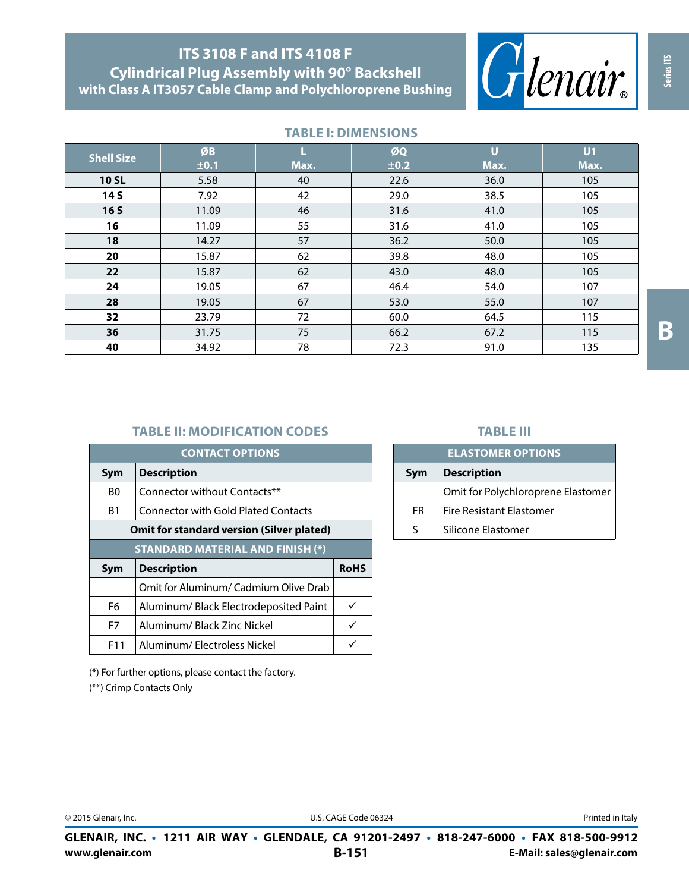# ITS 3108 F and ITS 4108 F
## Cylindrical Plug Assembly with 90° Backshell
### with Class A IT3057 Cable Clamp and Polychloroprene Bushing

## TABLE I: DIMENSIONS

| Shell Size | ØB ±0.1 | L Max. | ØQ ±0.2 | U Max. | U1 Max. |
|---|---|---|---|---|---|
| **10 SL** | 5.58 | 40 | 22.6 | 36.0 | 105 |
| **14 S** | 7.92 | 42 | 29.0 | 38.5 | 105 |
| **16 S** | 11.09 | 46 | 31.6 | 41.0 | 105 |
| **16** | 11.09 | 55 | 31.6 | 41.0 | 105 |
| **18** | 14.27 | 57 | 36.2 | 50.0 | 105 |
| **20** | 15.87 | 62 | 39.8 | 48.0 | 105 |
| **22** | 15.87 | 62 | 43.0 | 48.0 | 105 |
| **24** | 19.05 | 67 | 46.4 | 54.0 | 107 |
| **28** | 19.05 | 67 | 53.0 | 55.0 | 107 |
| **32** | 23.79 | 72 | 60.0 | 64.5 | 115 |
| **36** | 31.75 | 75 | 66.2 | 67.2 | 115 |
| **40** | 34.92 | 78 | 72.3 | 91.0 | 135 |

## TABLE II: MODIFICATION CODES

| CONTACT OPTIONS | |
|---|---|
| **Sym** | **Description** |
| B0 | Connector without Contacts** |
| B1 | Connector with Gold Plated Contacts |
| **Omit for standard version (Silver plated)** | |

| STANDARD MATERIAL AND FINISH (*) | | |
|---|---|---|
| **Sym** | **Description** | **RoHS** |
| | Omit for Aluminum/ Cadmium Olive Drab | |
| F6 | Aluminum/ Black Electrodeposited Paint | ✓ |
| F7 | Aluminum/ Black Zinc Nickel | ✓ |
| F11 | Aluminum/ Electroless Nickel | ✓ |

(*) For further options, please contact the factory.

(**) Crimp Contacts Only

## TABLE III

| ELASTOMER OPTIONS | |
|---|---|
| **Sym** | **Description** |
| | Omit for Polychloroprene Elastomer |
| FR | Fire Resistant Elastomer |
| S | Silicone Elastomer |

© 2015 Glenair, Inc. U.S. CAGE Code 06324 Printed in Italy

**GLENAIR, INC. • 1211 AIR WAY • GLENDALE, CA 91201-2497 • 818-247-6000 • FAX 818-500-9912**

**www.glenair.com** **E-Mail: sales@glenair.com**